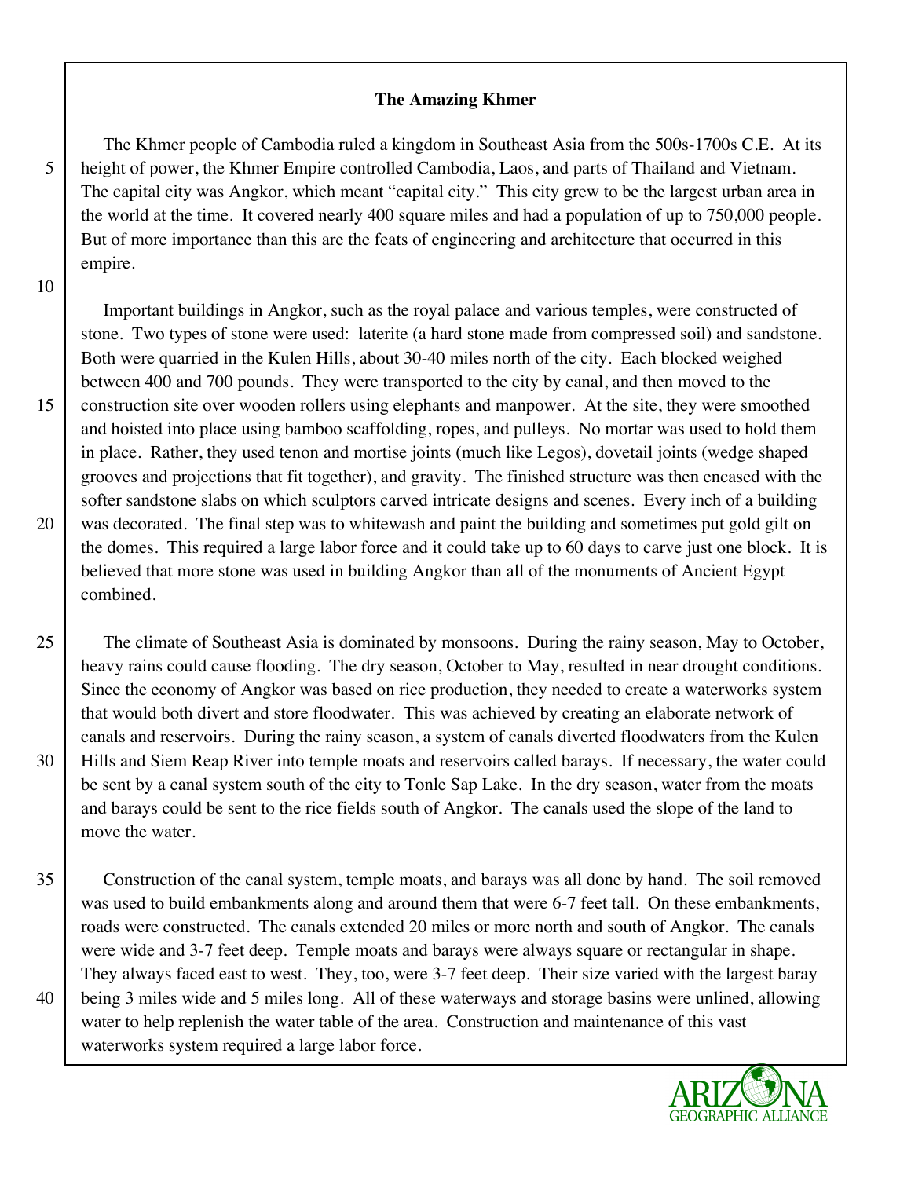**The Amazing Khmer**

The Khmer people of Cambodia ruled a kingdom in Southeast Asia from the 500s-1700s C.E. At its height of power, the Khmer Empire controlled Cambodia, Laos, and parts of Thailand and Vietnam. The capital city was Angkor, which meant "capital city." This city grew to be the largest urban area in the world at the time. It covered nearly 400 square miles and had a population of up to 750,000 people. But of more importance than this are the feats of engineering and architecture that occurred in this empire.

Important buildings in Angkor, such as the royal palace and various temples, were constructed of stone. Two types of stone were used: laterite (a hard stone made from compressed soil) and sandstone. Both were quarried in the Kulen Hills, about 30-40 miles north of the city. Each blocked weighed between 400 and 700 pounds. They were transported to the city by canal, and then moved to the construction site over wooden rollers using elephants and manpower. At the site, they were smoothed and hoisted into place using bamboo scaffolding, ropes, and pulleys. No mortar was used to hold them in place. Rather, they used tenon and mortise joints (much like Legos), dovetail joints (wedge shaped grooves and projections that fit together), and gravity. The finished structure was then encased with the softer sandstone slabs on which sculptors carved intricate designs and scenes. Every inch of a building was decorated. The final step was to whitewash and paint the building and sometimes put gold gilt on the domes. This required a large labor force and it could take up to 60 days to carve just one block. It is believed that more stone was used in building Angkor than all of the monuments of Ancient Egypt combined.

The climate of Southeast Asia is dominated by monsoons. During the rainy season, May to October, heavy rains could cause flooding. The dry season, October to May, resulted in near drought conditions. Since the economy of Angkor was based on rice production, they needed to create a waterworks system that would both divert and store floodwater. This was achieved by creating an elaborate network of canals and reservoirs. During the rainy season, a system of canals diverted floodwaters from the Kulen Hills and Siem Reap River into temple moats and reservoirs called barays. If necessary, the water could be sent by a canal system south of the city to Tonle Sap Lake. In the dry season, water from the moats and barays could be sent to the rice fields south of Angkor. The canals used the slope of the land to move the water.

Construction of the canal system, temple moats, and barays was all done by hand. The soil removed was used to build embankments along and around them that were 6-7 feet tall. On these embankments, roads were constructed. The canals extended 20 miles or more north and south of Angkor. The canals were wide and 3-7 feet deep. Temple moats and barays were always square or rectangular in shape. They always faced east to west. They, too, were 3-7 feet deep. Their size varied with the largest baray being 3 miles wide and 5 miles long. All of these waterways and storage basins were unlined, allowing water to help replenish the water table of the area. Construction and maintenance of this vast waterworks system required a large labor force.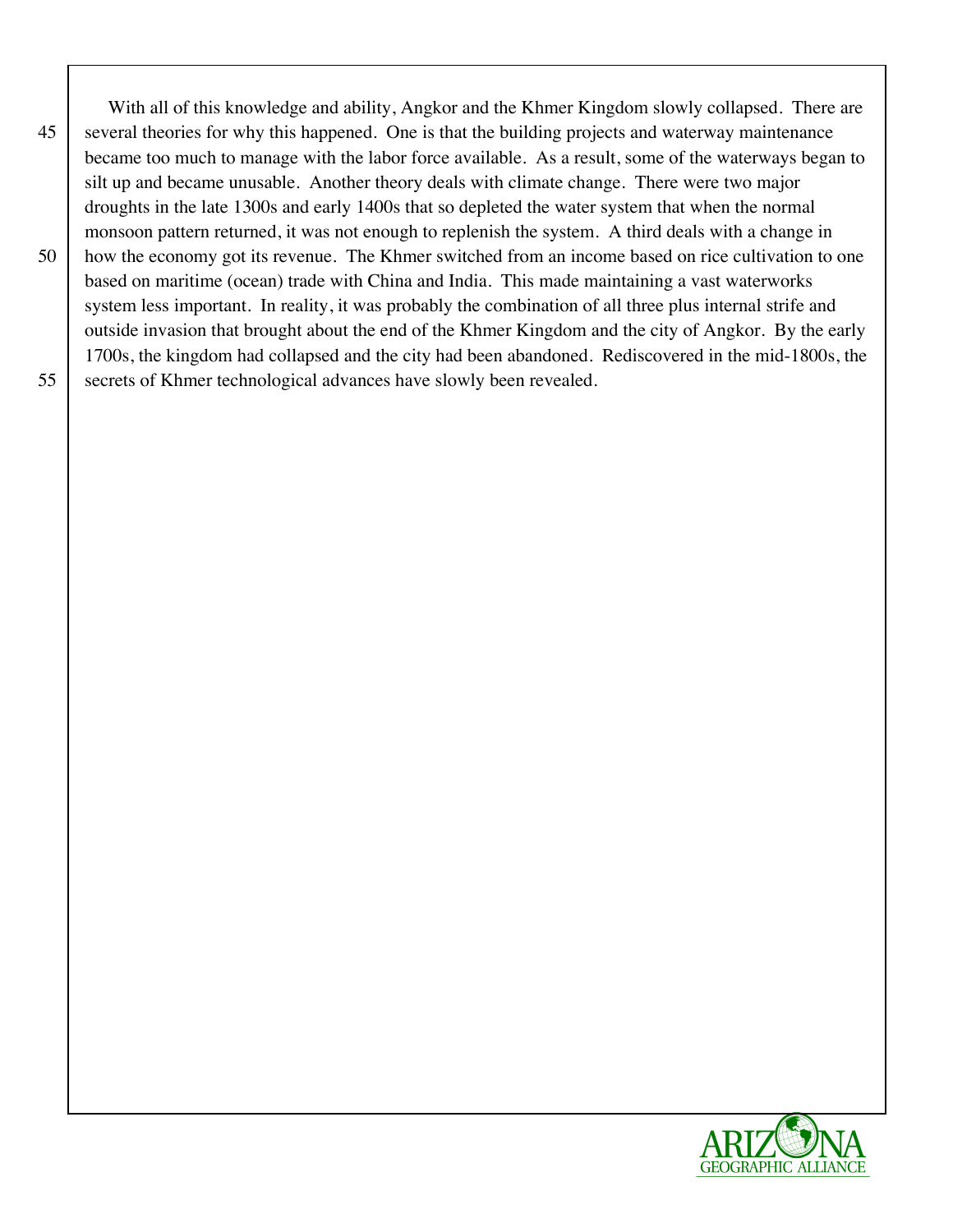With all of this knowledge and ability, Angkor and the Khmer Kingdom slowly collapsed. There are several theories for why this happened. One is that the building projects and waterway maintenance became too much to manage with the labor force available. As a result, some of the waterways began to silt up and became unusable. Another theory deals with climate change. There were two major droughts in the late 1300s and early 1400s that so depleted the water system that when the normal monsoon pattern returned, it was not enough to replenish the system. A third deals with a change in how the economy got its revenue. The Khmer switched from an income based on rice cultivation to one based on maritime (ocean) trade with China and India. This made maintaining a vast waterworks system less important. In reality, it was probably the combination of all three plus internal strife and outside invasion that brought about the end of the Khmer Kingdom and the city of Angkor. By the early 1700s, the kingdom had collapsed and the city had been abandoned. Rediscovered in the mid-1800s, the secrets of Khmer technological advances have slowly been revealed.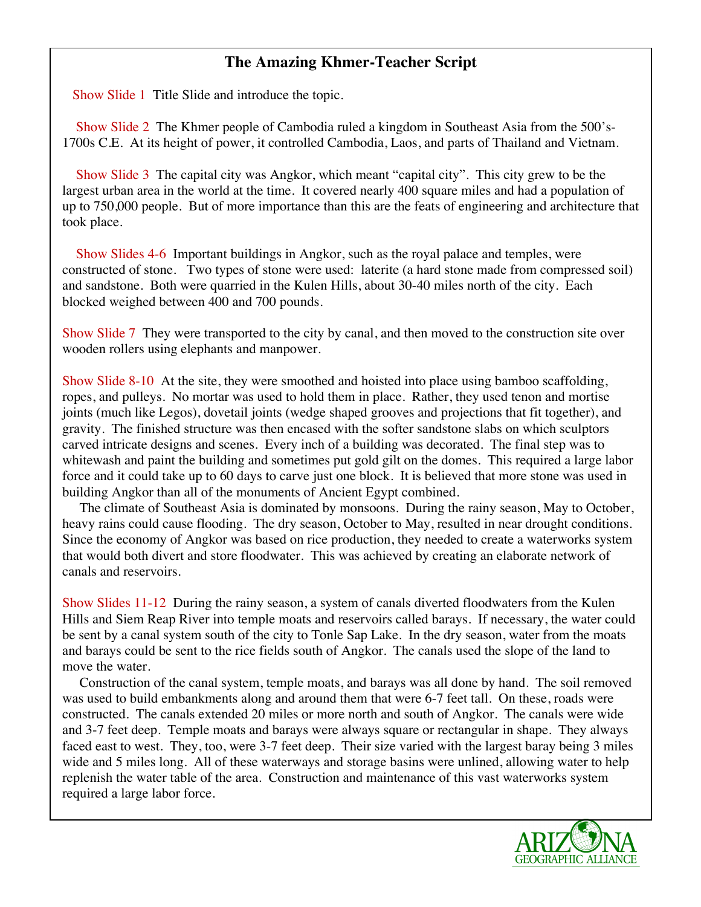# The Amazing Khmer-Teacher Script

Show Slide 1 Title Slide and introduce the topic.

Show Slide 2 The Khmer people of Cambodia ruled a kingdom in Southeast Asia from the 500's-1700s C.E. At its height of power, it controlled Cambodia, Laos, and parts of Thailand and Vietnam.

Show Slide 3 The capital city was Angkor, which meant "capital city". This city grew to be the largest urban area in the world at the time. It covered nearly 400 square miles and had a population of up to 750,000 people. But of more importance than this are the feats of engineering and architecture that took place.

Show Slides 4-6 Important buildings in Angkor, such as the royal palace and temples, were constructed of stone. Two types of stone were used: laterite (a hard stone made from compressed soil) and sandstone. Both were quarried in the Kulen Hills, about 30-40 miles north of the city. Each blocked weighed between 400 and 700 pounds.

Show Slide 7 They were transported to the city by canal, and then moved to the construction site over wooden rollers using elephants and manpower.

Show Slide 8-10 At the site, they were smoothed and hoisted into place using bamboo scaffolding, ropes, and pulleys. No mortar was used to hold them in place. Rather, they used tenon and mortise joints (much like Legos), dovetail joints (wedge shaped grooves and projections that fit together), and gravity. The finished structure was then encased with the softer sandstone slabs on which sculptors carved intricate designs and scenes. Every inch of a building was decorated. The final step was to whitewash and paint the building and sometimes put gold gilt on the domes. This required a large labor force and it could take up to 60 days to carve just one block. It is believed that more stone was used in building Angkor than all of the monuments of Ancient Egypt combined.

The climate of Southeast Asia is dominated by monsoons. During the rainy season, May to October, heavy rains could cause flooding. The dry season, October to May, resulted in near drought conditions. Since the economy of Angkor was based on rice production, they needed to create a waterworks system that would both divert and store floodwater. This was achieved by creating an elaborate network of canals and reservoirs.

Show Slides 11-12 During the rainy season, a system of canals diverted floodwaters from the Kulen Hills and Siem Reap River into temple moats and reservoirs called barays. If necessary, the water could be sent by a canal system south of the city to Tonle Sap Lake. In the dry season, water from the moats and barays could be sent to the rice fields south of Angkor. The canals used the slope of the land to move the water.

Construction of the canal system, temple moats, and barays was all done by hand. The soil removed was used to build embankments along and around them that were 6-7 feet tall. On these, roads were constructed. The canals extended 20 miles or more north and south of Angkor. The canals were wide and 3-7 feet deep. Temple moats and barays were always square or rectangular in shape. They always faced east to west. They, too, were 3-7 feet deep. Their size varied with the largest baray being 3 miles wide and 5 miles long. All of these waterways and storage basins were unlined, allowing water to help replenish the water table of the area. Construction and maintenance of this vast waterworks system required a large labor force.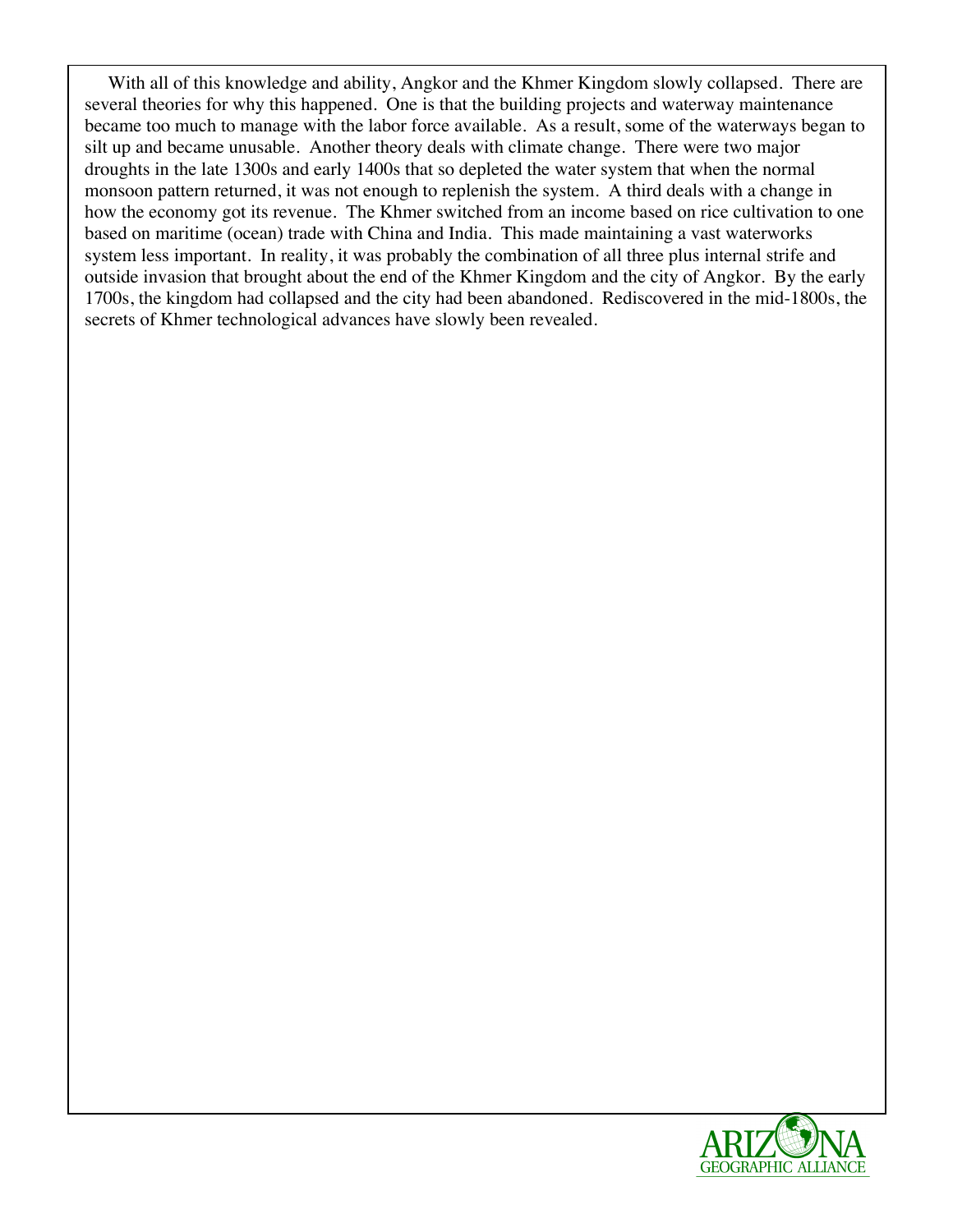With all of this knowledge and ability, Angkor and the Khmer Kingdom slowly collapsed. There are several theories for why this happened. One is that the building projects and waterway maintenance became too much to manage with the labor force available. As a result, some of the waterways began to silt up and became unusable. Another theory deals with climate change. There were two major droughts in the late 1300s and early 1400s that so depleted the water system that when the normal monsoon pattern returned, it was not enough to replenish the system. A third deals with a change in how the economy got its revenue. The Khmer switched from an income based on rice cultivation to one based on maritime (ocean) trade with China and India. This made maintaining a vast waterworks system less important. In reality, it was probably the combination of all three plus internal strife and outside invasion that brought about the end of the Khmer Kingdom and the city of Angkor. By the early 1700s, the kingdom had collapsed and the city had been abandoned. Rediscovered in the mid-1800s, the secrets of Khmer technological advances have slowly been revealed.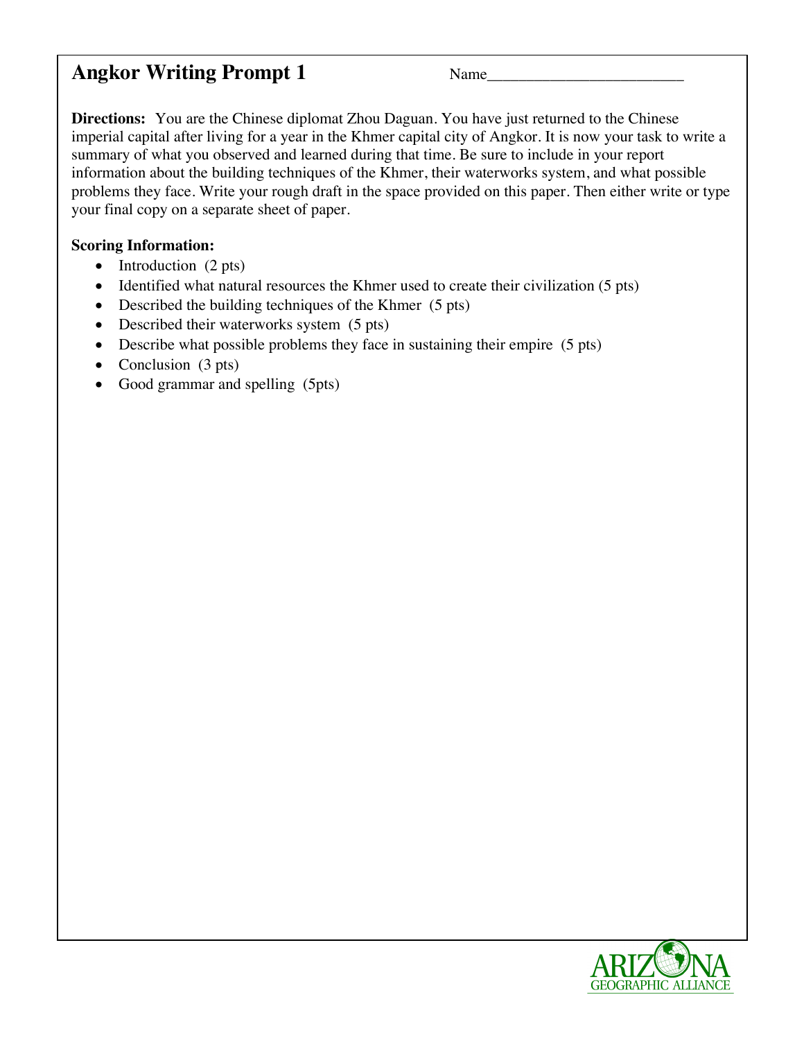# Angkor Writing Prompt 1

Name_________________________

**Directions:** You are the Chinese diplomat Zhou Daguan. You have just returned to the Chinese imperial capital after living for a year in the Khmer capital city of Angkor. It is now your task to write a summary of what you observed and learned during that time. Be sure to include in your report information about the building techniques of the Khmer, their waterworks system, and what possible problems they face. Write your rough draft in the space provided on this paper. Then either write or type your final copy on a separate sheet of paper.

**Scoring Information:**

- Introduction (2 pts)
- Identified what natural resources the Khmer used to create their civilization (5 pts)
- Described the building techniques of the Khmer (5 pts)
- Described their waterworks system (5 pts)
- Describe what possible problems they face in sustaining their empire (5 pts)
- Conclusion (3 pts)
- Good grammar and spelling (5pts)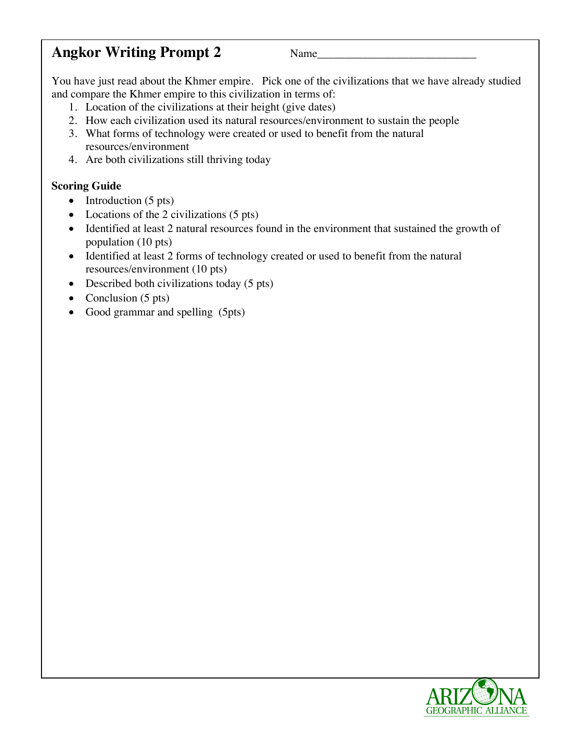# Angkor Writing Prompt 2

Name____________________________

You have just read about the Khmer empire. Pick one of the civilizations that we have already studied and compare the Khmer empire to this civilization in terms of:

1. Location of the civilizations at their height (give dates)
2. How each civilization used its natural resources/environment to sustain the people
3. What forms of technology were created or used to benefit from the natural resources/environment
4. Are both civilizations still thriving today

**Scoring Guide**

- Introduction (5 pts)
- Locations of the 2 civilizations (5 pts)
- Identified at least 2 natural resources found in the environment that sustained the growth of population (10 pts)
- Identified at least 2 forms of technology created or used to benefit from the natural resources/environment (10 pts)
- Described both civilizations today (5 pts)
- Conclusion (5 pts)
- Good grammar and spelling (5pts)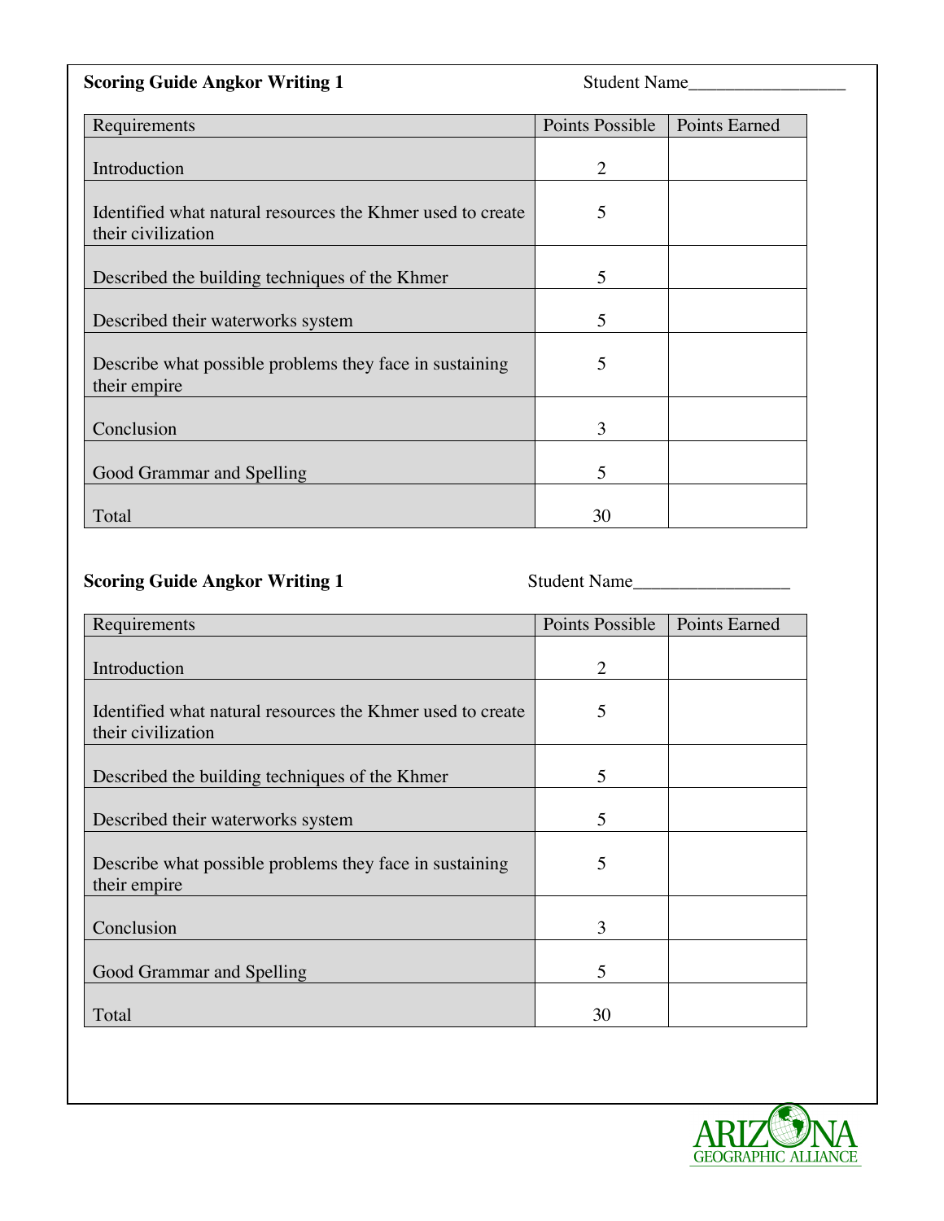**Scoring Guide Angkor Writing 1** Student Name_________________

| Requirements | Points Possible | Points Earned |
|---|---|---|
| Introduction | 2 | |
| Identified what natural resources the Khmer used to create their civilization | 5 | |
| Described the building techniques of the Khmer | 5 | |
| Described their waterworks system | 5 | |
| Describe what possible problems they face in sustaining their empire | 5 | |
| Conclusion | 3 | |
| Good Grammar and Spelling | 5 | |
| Total | 30 | |

**Scoring Guide Angkor Writing 1** Student Name_________________

| Requirements | Points Possible | Points Earned |
|---|---|---|
| Introduction | 2 | |
| Identified what natural resources the Khmer used to create their civilization | 5 | |
| Described the building techniques of the Khmer | 5 | |
| Described their waterworks system | 5 | |
| Describe what possible problems they face in sustaining their empire | 5 | |
| Conclusion | 3 | |
| Good Grammar and Spelling | 5 | |
| Total | 30 | |

ARIZONA GEOGRAPHIC ALLIANCE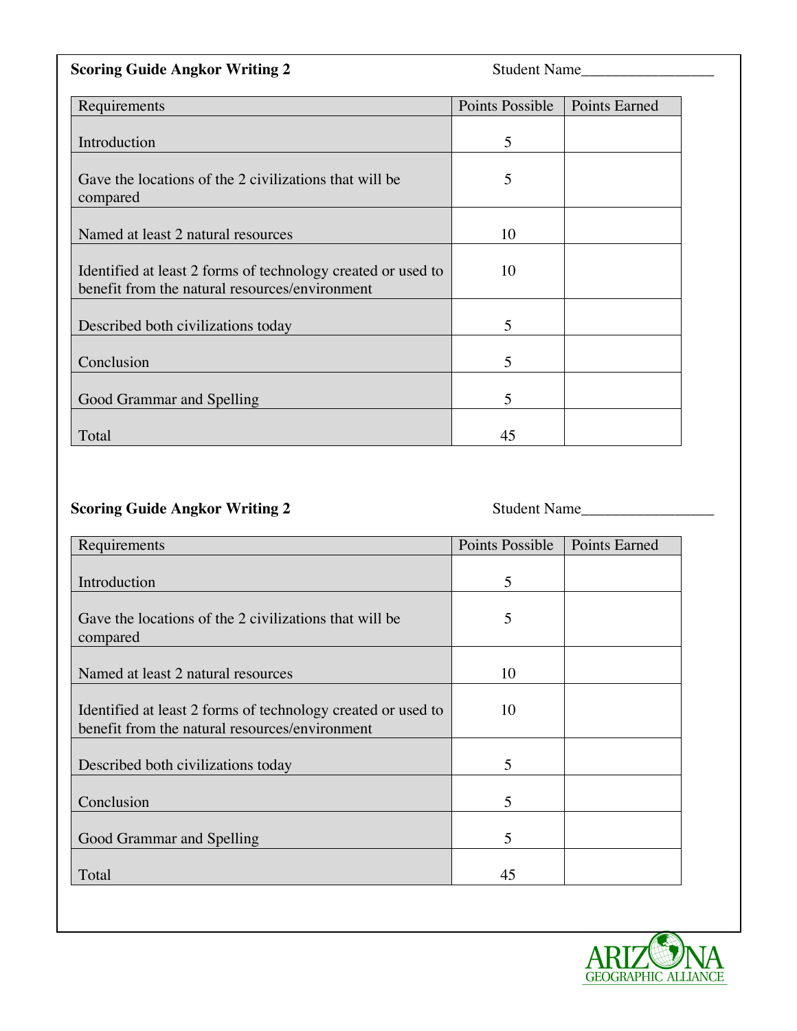**Scoring Guide Angkor Writing 2** Student Name_________________

| Requirements | Points Possible | Points Earned |
|---|---|---|
| Introduction | 5 | |
| Gave the locations of the 2 civilizations that will be compared | 5 | |
| Named at least 2 natural resources | 10 | |
| Identified at least 2 forms of technology created or used to benefit from the natural resources/environment | 10 | |
| Described both civilizations today | 5 | |
| Conclusion | 5 | |
| Good Grammar and Spelling | 5 | |
| Total | 45 | |

**Scoring Guide Angkor Writing 2** Student Name_________________

| Requirements | Points Possible | Points Earned |
|---|---|---|
| Introduction | 5 | |
| Gave the locations of the 2 civilizations that will be compared | 5 | |
| Named at least 2 natural resources | 10 | |
| Identified at least 2 forms of technology created or used to benefit from the natural resources/environment | 10 | |
| Described both civilizations today | 5 | |
| Conclusion | 5 | |
| Good Grammar and Spelling | 5 | |
| Total | 45 | |

ARIZONA GEOGRAPHIC ALLIANCE